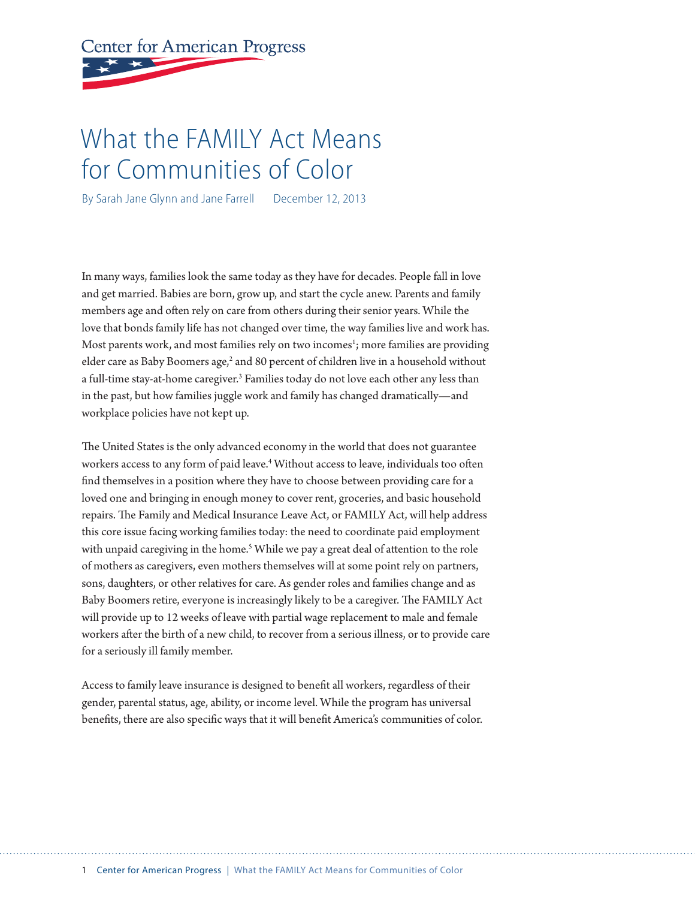Center for American Progress

# What the FAMILY Act Means for Communities of Color

By Sarah Jane Glynn and Jane Farrell December 12, 2013

In many ways, families look the same today as they have for decades. People fall in love and get married. Babies are born, grow up, and start the cycle anew. Parents and family members age and often rely on care from others during their senior years. While the love that bonds family life has not changed over time, the way families live and work has. Most parents work, and most families rely on two incomes[1]; more families are providing elder care as Baby Boomers age,[2] and 80 percent of children live in a household without a full-time stay-at-home caregiver.[3] Families today do not love each other any less than in the past, but how families juggle work and family has changed dramatically—and workplace policies have not kept up.

The United States is the only advanced economy in the world that does not guarantee workers access to any form of paid leave.[4] Without access to leave, individuals too often find themselves in a position where they have to choose between providing care for a loved one and bringing in enough money to cover rent, groceries, and basic household repairs. The Family and Medical Insurance Leave Act, or FAMILY Act, will help address this core issue facing working families today: the need to coordinate paid employment with unpaid caregiving in the home.[5] While we pay a great deal of attention to the role of mothers as caregivers, even mothers themselves will at some point rely on partners, sons, daughters, or other relatives for care. As gender roles and families change and as Baby Boomers retire, everyone is increasingly likely to be a caregiver. The FAMILY Act will provide up to 12 weeks of leave with partial wage replacement to male and female workers after the birth of a new child, to recover from a serious illness, or to provide care for a seriously ill family member.

Access to family leave insurance is designed to benefit all workers, regardless of their gender, parental status, age, ability, or income level. While the program has universal benefits, there are also specific ways that it will benefit America's communities of color.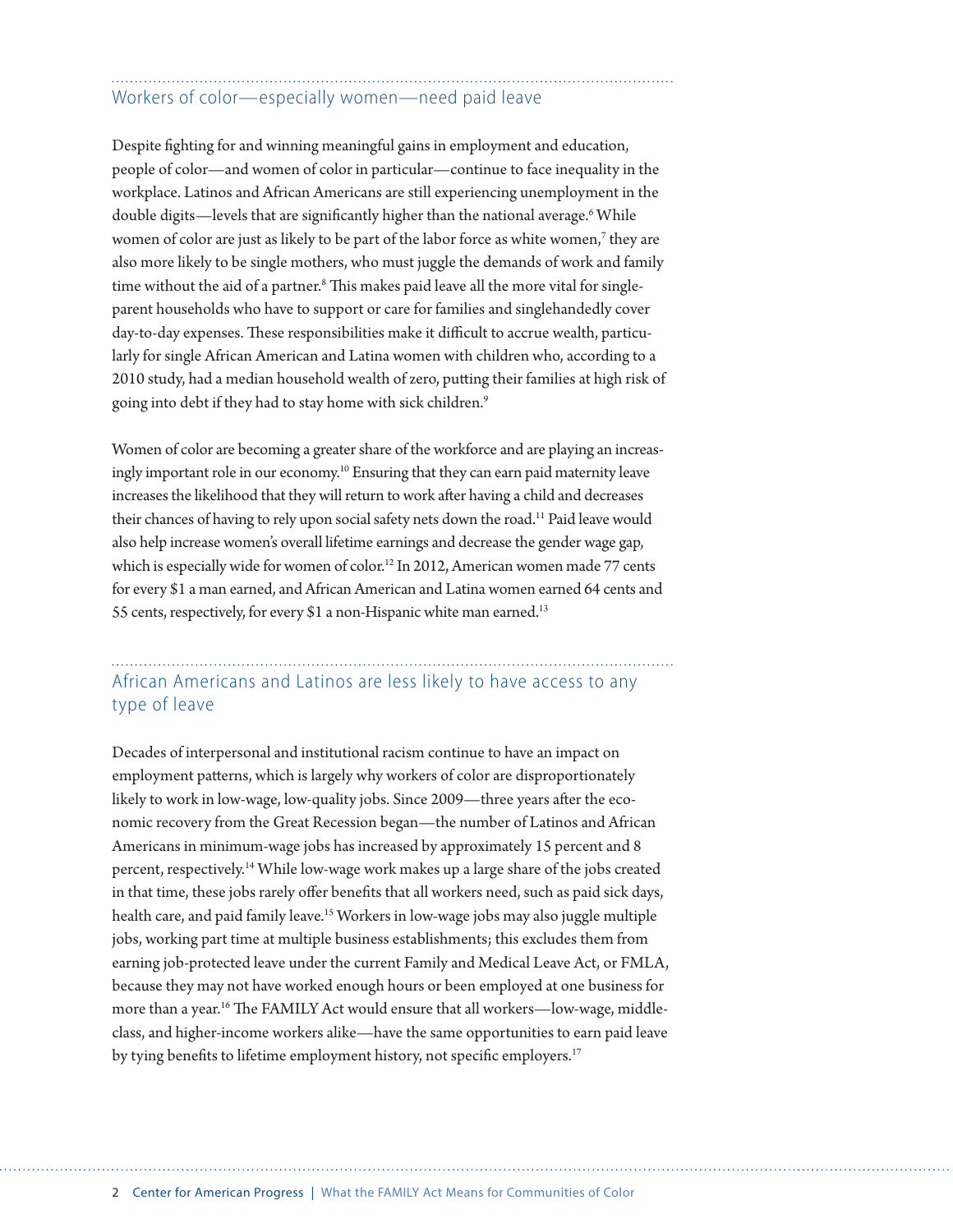## Workers of color—especially women—need paid leave

Despite fighting for and winning meaningful gains in employment and education, people of color—and women of color in particular—continue to face inequality in the workplace. Latinos and African Americans are still experiencing unemployment in the double digits—levels that are significantly higher than the national average.[6] While women of color are just as likely to be part of the labor force as white women,[7] they are also more likely to be single mothers, who must juggle the demands of work and family time without the aid of a partner.[8] This makes paid leave all the more vital for single-parent households who have to support or care for families and singlehandedly cover day-to-day expenses. These responsibilities make it difficult to accrue wealth, particularly for single African American and Latina women with children who, according to a 2010 study, had a median household wealth of zero, putting their families at high risk of going into debt if they had to stay home with sick children.[9]

Women of color are becoming a greater share of the workforce and are playing an increasingly important role in our economy.[10] Ensuring that they can earn paid maternity leave increases the likelihood that they will return to work after having a child and decreases their chances of having to rely upon social safety nets down the road.[11] Paid leave would also help increase women's overall lifetime earnings and decrease the gender wage gap, which is especially wide for women of color.[12] In 2012, American women made 77 cents for every $1 a man earned, and African American and Latina women earned 64 cents and 55 cents, respectively, for every $1 a non-Hispanic white man earned.[13]

## African Americans and Latinos are less likely to have access to any type of leave

Decades of interpersonal and institutional racism continue to have an impact on employment patterns, which is largely why workers of color are disproportionately likely to work in low-wage, low-quality jobs. Since 2009—three years after the economic recovery from the Great Recession began—the number of Latinos and African Americans in minimum-wage jobs has increased by approximately 15 percent and 8 percent, respectively.[14] While low-wage work makes up a large share of the jobs created in that time, these jobs rarely offer benefits that all workers need, such as paid sick days, health care, and paid family leave.[15] Workers in low-wage jobs may also juggle multiple jobs, working part time at multiple business establishments; this excludes them from earning job-protected leave under the current Family and Medical Leave Act, or FMLA, because they may not have worked enough hours or been employed at one business for more than a year.[16] The FAMILY Act would ensure that all workers—low-wage, middle-class, and higher-income workers alike—have the same opportunities to earn paid leave by tying benefits to lifetime employment history, not specific employers.[17]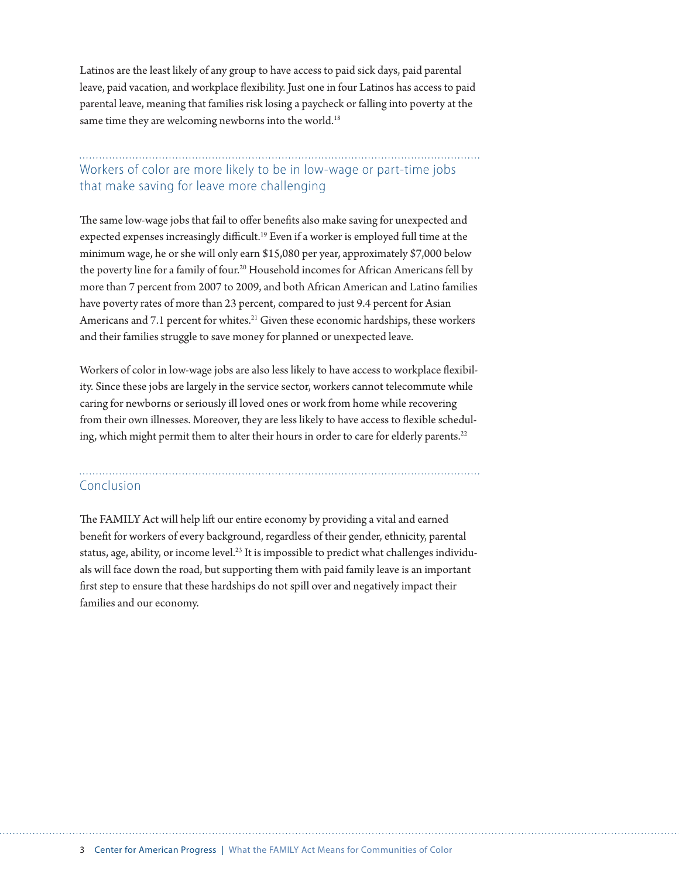Latinos are the least likely of any group to have access to paid sick days, paid parental leave, paid vacation, and workplace flexibility. Just one in four Latinos has access to paid parental leave, meaning that families risk losing a paycheck or falling into poverty at the same time they are welcoming newborns into the world.[18]

## Workers of color are more likely to be in low-wage or part-time jobs that make saving for leave more challenging

The same low-wage jobs that fail to offer benefits also make saving for unexpected and expected expenses increasingly difficult.[19] Even if a worker is employed full time at the minimum wage, he or she will only earn $15,080 per year, approximately $7,000 below the poverty line for a family of four.[20] Household incomes for African Americans fell by more than 7 percent from 2007 to 2009, and both African American and Latino families have poverty rates of more than 23 percent, compared to just 9.4 percent for Asian Americans and 7.1 percent for whites.[21] Given these economic hardships, these workers and their families struggle to save money for planned or unexpected leave.

Workers of color in low-wage jobs are also less likely to have access to workplace flexibility. Since these jobs are largely in the service sector, workers cannot telecommute while caring for newborns or seriously ill loved ones or work from home while recovering from their own illnesses. Moreover, they are less likely to have access to flexible scheduling, which might permit them to alter their hours in order to care for elderly parents.[22]

## Conclusion

The FAMILY Act will help lift our entire economy by providing a vital and earned benefit for workers of every background, regardless of their gender, ethnicity, parental status, age, ability, or income level.[23] It is impossible to predict what challenges individuals will face down the road, but supporting them with paid family leave is an important first step to ensure that these hardships do not spill over and negatively impact their families and our economy.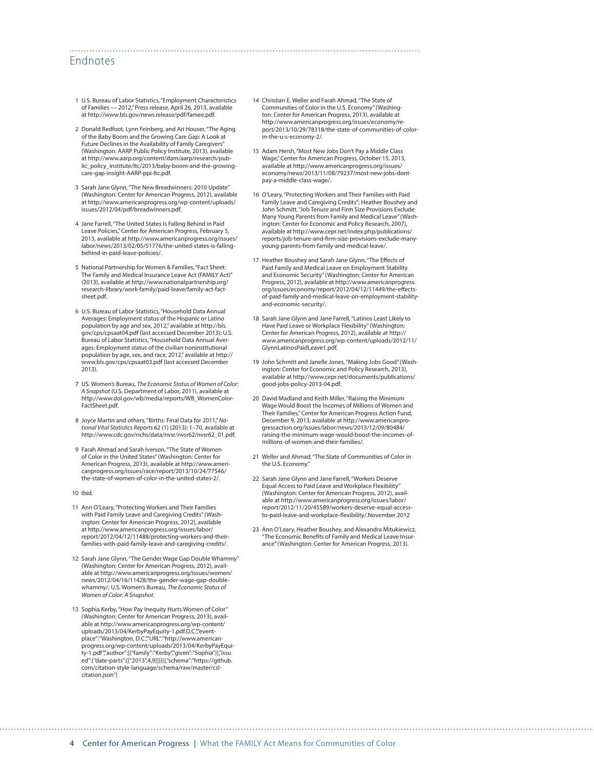## Endnotes

1 U.S. Bureau of Labor Statistics, "Employment Characteristics of Families — 2012," Press release, April 26, 2013, available at http://www.bls.gov/news.release/pdf/famee.pdf.

2 Donald Redfoot, Lynn Feinberg, and Ari Houser, "The Aging of the Baby Boom and the Growing Care Gap: A Look at Future Declines in the Availability of Family Caregivers" (Washington: AARP Public Policy Institute, 2013), available at http://www.aarp.org/content/dam/aarp/research/public_policy_institute/ltc/2013/baby-boom-and-the-growing-care-gap-insight-AARP-ppi-ltc.pdf.

3 Sarah Jane Glynn, "The New Breadwinners: 2010 Update" (Washington: Center for American Progress, 2012), available at http://www.americanprogress.org/wp-content/uploads/issues/2012/04/pdf/breadwinners.pdf.

4 Jane Farrell, "The United States Is Falling Behind in Paid Leave Policies," Center for American Progress, February 5, 2013, available at http://www.americanprogress.org/issues/labor/news/2013/02/05/51776/the-united-states-is-falling-behind-in-paid-leave-policies/.

5 National Partnership for Women & Families, "Fact Sheet: The Family and Medical Insurance Leave Act (FAMILY Act)" (2013), available at http://www.nationalpartnership.org/research-library/work-family/paid-leave/family-act-fact-sheet.pdf.

6 U.S. Bureau of Labor Statistics, "Household Data Annual Averages: Employment status of the Hispanic or Latino population by age and sex, 2012," available at http://bls.gov/cps/cpsaat04.pdf (last accessed December 2013); U.S. Bureau of Labor Statistics, "Household Data Annual Averages: Employment status of the civilian noninstitutional population by age, sex, and race, 2012," available at http://www.bls.gov/cps/cpsaat03.pdf (last accessed December 2013).

7 US. Women's Bureau, *The Economic Status of Women of Color: A Snapshot* (U.S. Department of Labor, 2011), available at http://www.dol.gov/wb/media/reports/WB_WomenColorFactSheet.pdf.

8 Joyce Martin and others, "Births: Final Data for 2011," *National Vital Statistics Reports* 62 (1) (2013): 1–70, available at http://www.cdc.gov/nchs/data/nvsr/nvsr62/nvsr62_01.pdf.

9 Farah Ahmad and Sarah Iverson, "The State of Women of Color in the United States" (Washington: Center for American Progress, 2013), available at http://www.americanprogress.org/issues/race/report/2013/10/24/77546/the-state-of-women-of-color-in-the-united-states-2/.

10 Ibid.

11 Ann O'Leary, "Protecting Workers and Their Families with Paid Family Leave and Caregiving Credits" (Washington: Center for American Progress, 2012), available at http://www.americanprogress.org/issues/labor/report/2012/04/12/11488/protecting-workers-and-their-families-with-paid-family-leave-and-caregiving-credits/.

12 Sarah Jane Glynn, "The Gender Wage Gap Double Whammy" (Washington: Center for American Progress, 2012), available at http://www.americanprogress.org/issues/women/news/2012/04/16/11428/the-gender-wage-gap-double-whammy/; U.S. Women's Bureau, *The Economic Status of Women of Color: A Snapshot.*

13 Sophia Kerby, "How Pay Inequity Hurts Women of Color" (Washington: Center for American Progress, 2013), available at http://www.americanprogress.org/wp-content/uploads/2013/04/KerbyPayEquity-1.pdf.D.C.","event-place":"Washington, D.C.","URL":"http://www.americanprogress.org/wp-content/uploads/2013/04/KerbyPayEquity-1.pdf","author":[{"family":"Kerby","given":"Sophia"}],"issued":{"date-parts":[["2013",4,9]]}}}],"schema":"https://github.com/citation-style-language/schema/raw/master/csl-citation.json"}

14 Christian E. Weller and Farah Ahmad, "The State of Communities of Color in the U.S. Economy" (Washington: Center for American Progress, 2013), available at http://www.americanprogress.org/issues/economy/report/2013/10/29/78318/the-state-of-communities-of-color-in-the-u-s-economy-2/.

15 Adam Hersh, "Most New Jobs Don't Pay a Middle Class Wage," Center for American Progress, October 15, 2013, available at http://www.americanprogress.org/issues/economy/news/2013/11/08/79237/most-new-jobs-dont-pay-a-middle-class-wage/.

16 O'Leary, "Protecting Workers and Their Families with Paid Family Leave and Caregiving Credits"; Heather Boushey and John Schmitt, "Job Tenure and Firm Size Provisions Exclude Many Young Parents from Family and Medical Leave" (Washington: Center for Economic and Policy Research, 2007), available at http://www.cepr.net/index.php/publications/reports/job-tenure-and-firm-size-provisions-exclude-many-young-parents-from-family-and-medical-leave/.

17 Heather Boushey and Sarah Jane Glynn, "The Effects of Paid Family and Medical Leave on Employment Stability and Economic Security" (Washington: Center for American Progress, 2012), available at http://www.americanprogress.org/issues/economy/report/2012/04/12/11449/the-effects-of-paid-family-and-medical-leave-on-employment-stability-and-economic-security/.

18 Sarah Jane Glynn and Jane Farrell, "Latinos Least Likely to Have Paid Leave or Workplace Flexibility" (Washington: Center for American Progress, 2012), available at http://www.americanprogress.org/wp-content/uploads/2012/11/GlynnLatinosPaidLeave1.pdf.

19 John Schmitt and Janelle Jones, "Making Jobs Good" (Washington: Center for Economic and Policy Research, 2013), available at http://www.cepr.net/documents/publications/good-jobs-policy-2013-04.pdf.

20 David Madland and Keith Miller, "Raising the Minimum Wage Would Boost the Incomes of Millions of Women and Their Families," Center for American Progress Action Fund, December 9, 2013, available at http://www.americanprogressaction.org/issues/labor/news/2013/12/09/80484/raising-the-minimum-wage-would-boost-the-incomes-of-millions-of-women-and-their-families/.

21 Weller and Ahmad, "The State of Communities of Color in the U.S. Economy."

22 Sarah Jane Glynn and Jane Farrell, "Workers Deserve Equal Access to Paid Leave and Workplace Flexibility" (Washington: Center for American Progress, 2012), available at http://www.americanprogress.org/issues/labor/report/2012/11/20/45589/workers-deserve-equal-access-to-paid-leave-and-workplace-flexibility/.November 2012

23 Ann O'Leary, Heather Boushey, and Alexandra Mitukiewicz, "The Economic Benefits of Family and Medical Leave Insurance" (Washington: Center for American Progress, 2013).